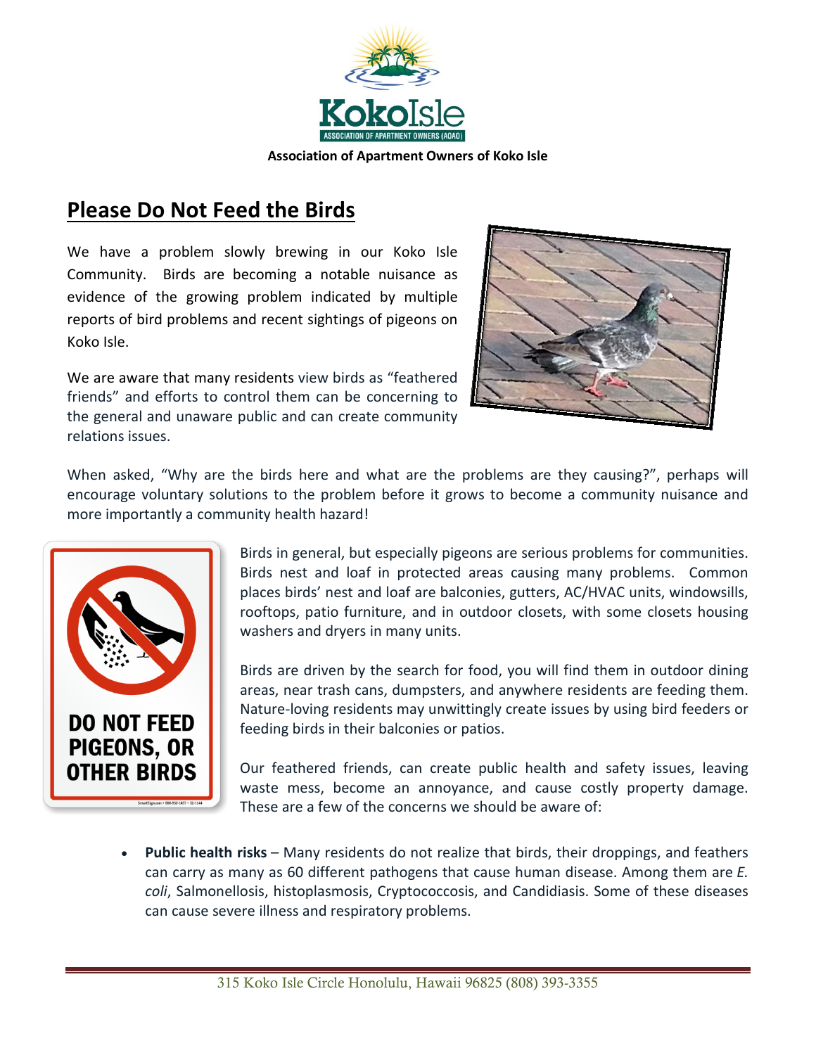**Association of Apartment Owners of Koko Isle**

## Please Do Not Feed the Birds

We have a problem slowly brewing in our Koko Isle Community. Birds are becoming a notable nuisance as evidence of the growing problem indicated by multiple reports of bird problems and recent sightings of pigeons on Koko Isle.

We are aware that many residents view birds as "feathered friends" and efforts to control them can be concerning to the general and unaware public and can create community relations issues.

When asked, "Why are the birds here and what are the problems are they causing?", perhaps will encourage voluntary solutions to the problem before it grows to become a community nuisance and more importantly a community health hazard!

Birds in general, but especially pigeons are serious problems for communities. Birds nest and loaf in protected areas causing many problems. Common places birds' nest and loaf are balconies, gutters, AC/HVAC units, windowsills, rooftops, patio furniture, and in outdoor closets, with some closets housing washers and dryers in many units.

Birds are driven by the search for food, you will find them in outdoor dining areas, near trash cans, dumpsters, and anywhere residents are feeding them. Nature-loving residents may unwittingly create issues by using bird feeders or feeding birds in their balconies or patios.

Our feathered friends, can create public health and safety issues, leaving waste mess, become an annoyance, and cause costly property damage. These are a few of the concerns we should be aware of:

- **Public health risks** – Many residents do not realize that birds, their droppings, and feathers can carry as many as 60 different pathogens that cause human disease. Among them are *E. coli*, Salmonellosis, histoplasmosis, Cryptococcosis, and Candidiasis. Some of these diseases can cause severe illness and respiratory problems.

315 Koko Isle Circle Honolulu, Hawaii 96825 (808) 393-3355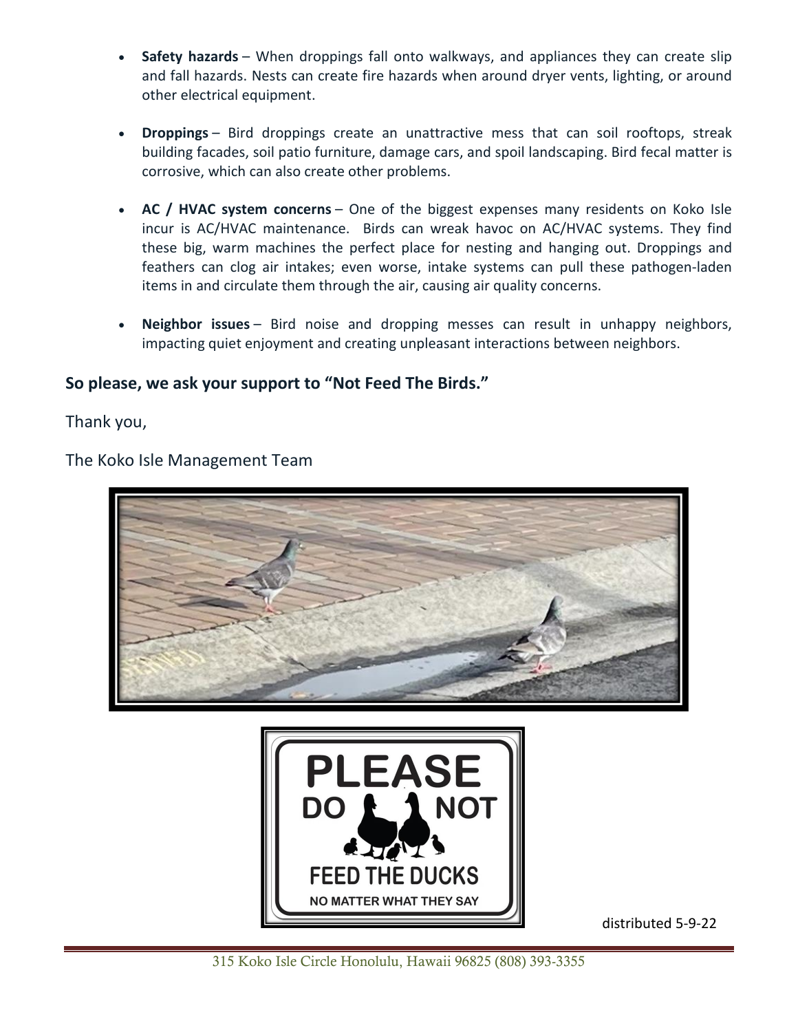- **Safety hazards** – When droppings fall onto walkways, and appliances they can create slip and fall hazards. Nests can create fire hazards when around dryer vents, lighting, or around other electrical equipment.

- **Droppings** – Bird droppings create an unattractive mess that can soil rooftops, streak building facades, soil patio furniture, damage cars, and spoil landscaping. Bird fecal matter is corrosive, which can also create other problems.

- **AC / HVAC system concerns** – One of the biggest expenses many residents on Koko Isle incur is AC/HVAC maintenance. Birds can wreak havoc on AC/HVAC systems. They find these big, warm machines the perfect place for nesting and hanging out. Droppings and feathers can clog air intakes; even worse, intake systems can pull these pathogen-laden items in and circulate them through the air, causing air quality concerns.

- **Neighbor issues** – Bird noise and dropping messes can result in unhappy neighbors, impacting quiet enjoyment and creating unpleasant interactions between neighbors.

**So please, we ask your support to "Not Feed The Birds."**

Thank you,

The Koko Isle Management Team

PLEASE DO NOT FEED THE DUCKS

NO MATTER WHAT THEY SAY

distributed 5-9-22

315 Koko Isle Circle Honolulu, Hawaii 96825 (808) 393-3355